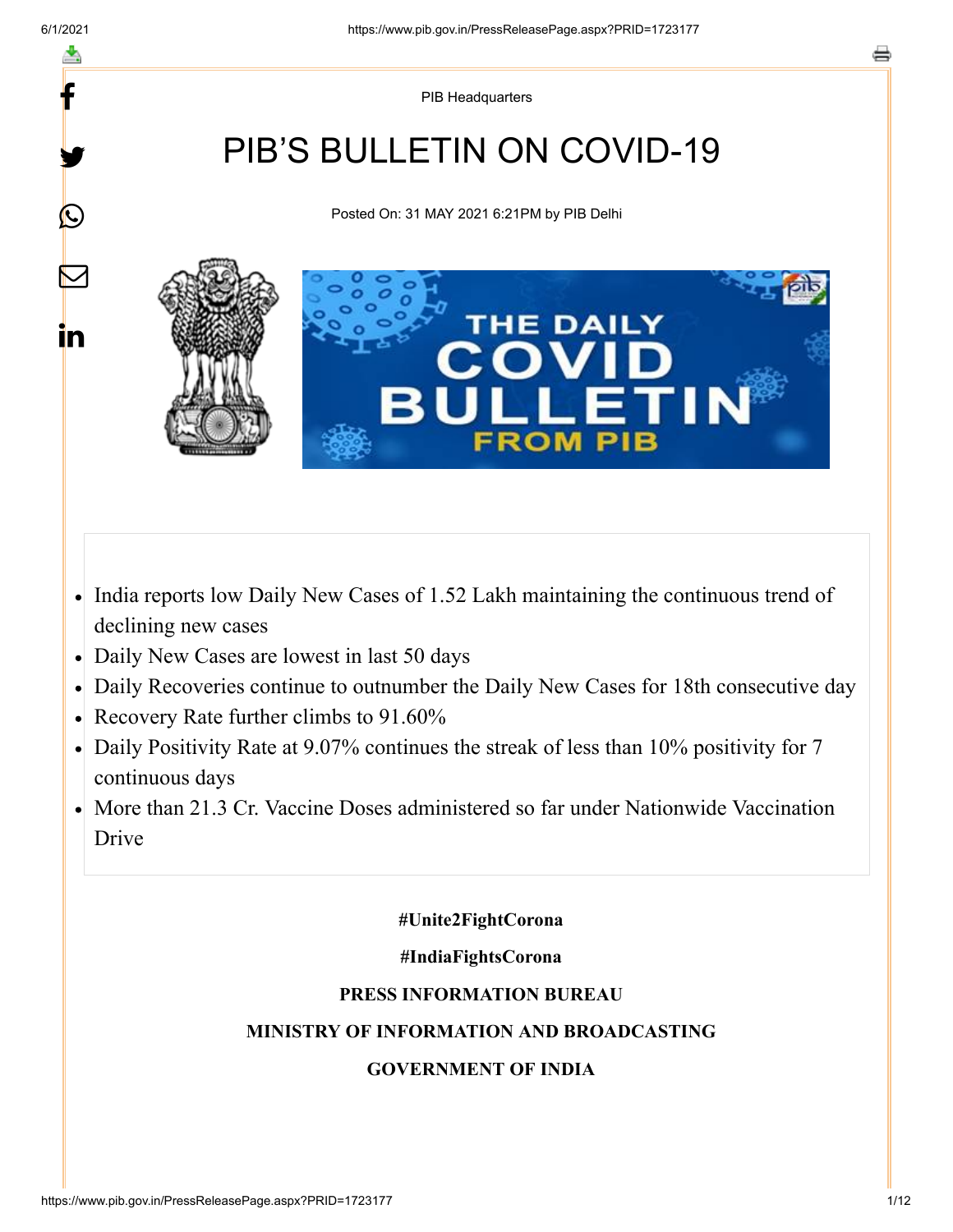PIB Headquarters

# PIB'S BULLETIN ON COVID-19

Posted On: 31 MAY 2021 6:21PM by PIB Delhi

- India reports low Daily New Cases of 1.52 Lakh maintaining the continuous trend of declining new cases
- Daily New Cases are lowest in last 50 days
- Daily Recoveries continue to outnumber the Daily New Cases for 18th consecutive day
- Recovery Rate further climbs to 91.60%
- Daily Positivity Rate at 9.07% continues the streak of less than 10% positivity for 7 continuous days
- More than 21.3 Cr. Vaccine Doses administered so far under Nationwide Vaccination Drive

**#Unite2FightCorona**

**#IndiaFightsCorona**

**PRESS INFORMATION BUREAU**

**MINISTRY OF INFORMATION AND BROADCASTING**

**GOVERNMENT OF INDIA**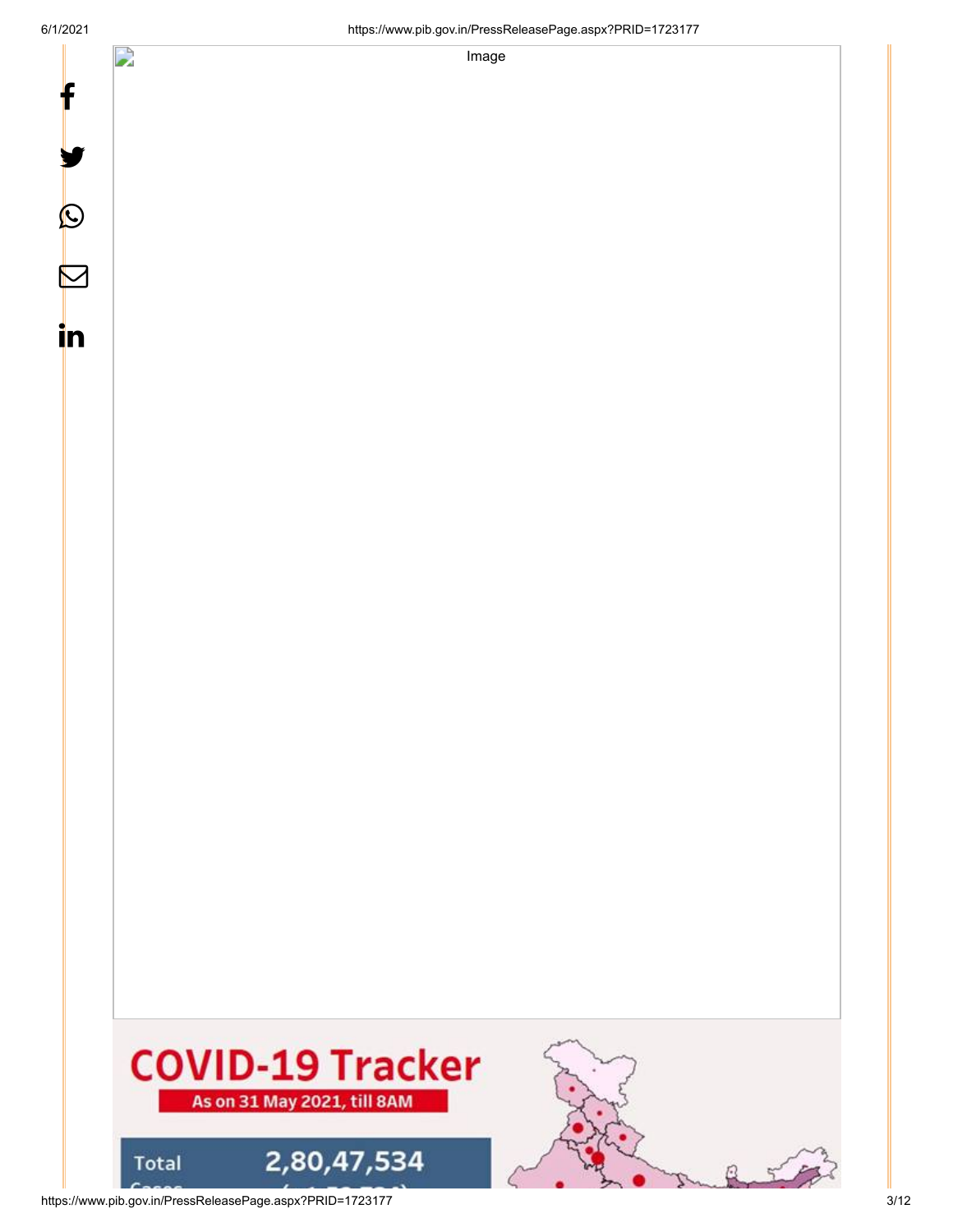Image

# COVID-19 Tracker

As on 31 May 2021, till 8AM

Total Cases 2,80,47,534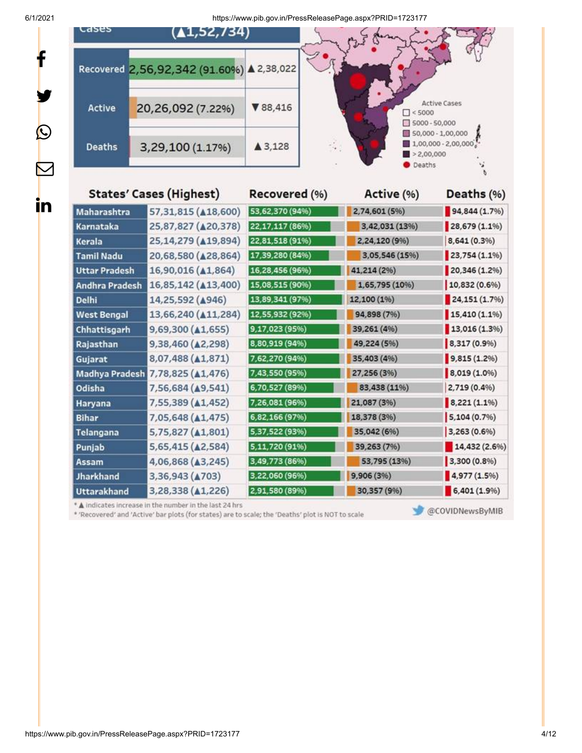| Cases | (▲1,52,734) |
| --- | --- |

| | | |
| --- | --- | --- |
| Recovered | 2,56,92,342 (91.60%) | ▲2,38,022 |
| Active | 20,26,092 (7.22%) | ▼88,416 |
| Deaths | 3,29,100 (1.17%) | ▲3,128 |

Active Cases
- < 5000
- 5000 - 50,000
- 50,000 - 1,00,000
- 1,00,000 - 2,00,000
- > 2,00,000
- Deaths

| States' Cases (Highest) | | Recovered (%) | Active (%) | Deaths (%) |
| --- | --- | --- | --- | --- |
| Maharashtra | 57,31,815 (▲18,600) | 53,62,370 (94%) | 2,74,601 (5%) | 94,844 (1.7%) |
| Karnataka | 25,87,827 (▲20,378) | 22,17,117 (86%) | 3,42,031 (13%) | 28,679 (1.1%) |
| Kerala | 25,14,279 (▲19,894) | 22,81,518 (91%) | 2,24,120 (9%) | 8,641 (0.3%) |
| Tamil Nadu | 20,68,580 (▲28,864) | 17,39,280 (84%) | 3,05,546 (15%) | 23,754 (1.1%) |
| Uttar Pradesh | 16,90,016 (▲1,864) | 16,28,456 (96%) | 41,214 (2%) | 20,346 (1.2%) |
| Andhra Pradesh | 16,85,142 (▲13,400) | 15,08,515 (90%) | 1,65,795 (10%) | 10,832 (0.6%) |
| Delhi | 14,25,592 (▲946) | 13,89,341 (97%) | 12,100 (1%) | 24,151 (1.7%) |
| West Bengal | 13,66,240 (▲11,284) | 12,55,932 (92%) | 94,898 (7%) | 15,410 (1.1%) |
| Chhattisgarh | 9,69,300 (▲1,655) | 9,17,023 (95%) | 39,261 (4%) | 13,016 (1.3%) |
| Rajasthan | 9,38,460 (▲2,298) | 8,80,919 (94%) | 49,224 (5%) | 8,317 (0.9%) |
| Gujarat | 8,07,488 (▲1,871) | 7,62,270 (94%) | 35,403 (4%) | 9,815 (1.2%) |
| Madhya Pradesh | 7,78,825 (▲1,476) | 7,43,550 (95%) | 27,256 (3%) | 8,019 (1.0%) |
| Odisha | 7,56,684 (▲9,541) | 6,70,527 (89%) | 83,438 (11%) | 2,719 (0.4%) |
| Haryana | 7,55,389 (▲1,452) | 7,26,081 (96%) | 21,087 (3%) | 8,221 (1.1%) |
| Bihar | 7,05,648 (▲1,475) | 6,82,166 (97%) | 18,378 (3%) | 5,104 (0.7%) |
| Telangana | 5,75,827 (▲1,801) | 5,37,522 (93%) | 35,042 (6%) | 3,263 (0.6%) |
| Punjab | 5,65,415 (▲2,584) | 5,11,720 (91%) | 39,263 (7%) | 14,432 (2.6%) |
| Assam | 4,06,868 (▲3,245) | 3,49,773 (86%) | 53,795 (13%) | 3,300 (0.8%) |
| Jharkhand | 3,36,943 (▲703) | 3,22,060 (96%) | 9,906 (3%) | 4,977 (1.5%) |
| Uttarakhand | 3,28,338 (▲1,226) | 2,91,580 (89%) | 30,357 (9%) | 6,401 (1.9%) |

* ▲ indicates increase in the number in the last 24 hrs
* 'Recovered' and 'Active' bar plots (for states) are to scale; the 'Deaths' plot is NOT to scale

@COVIDNewsByMIB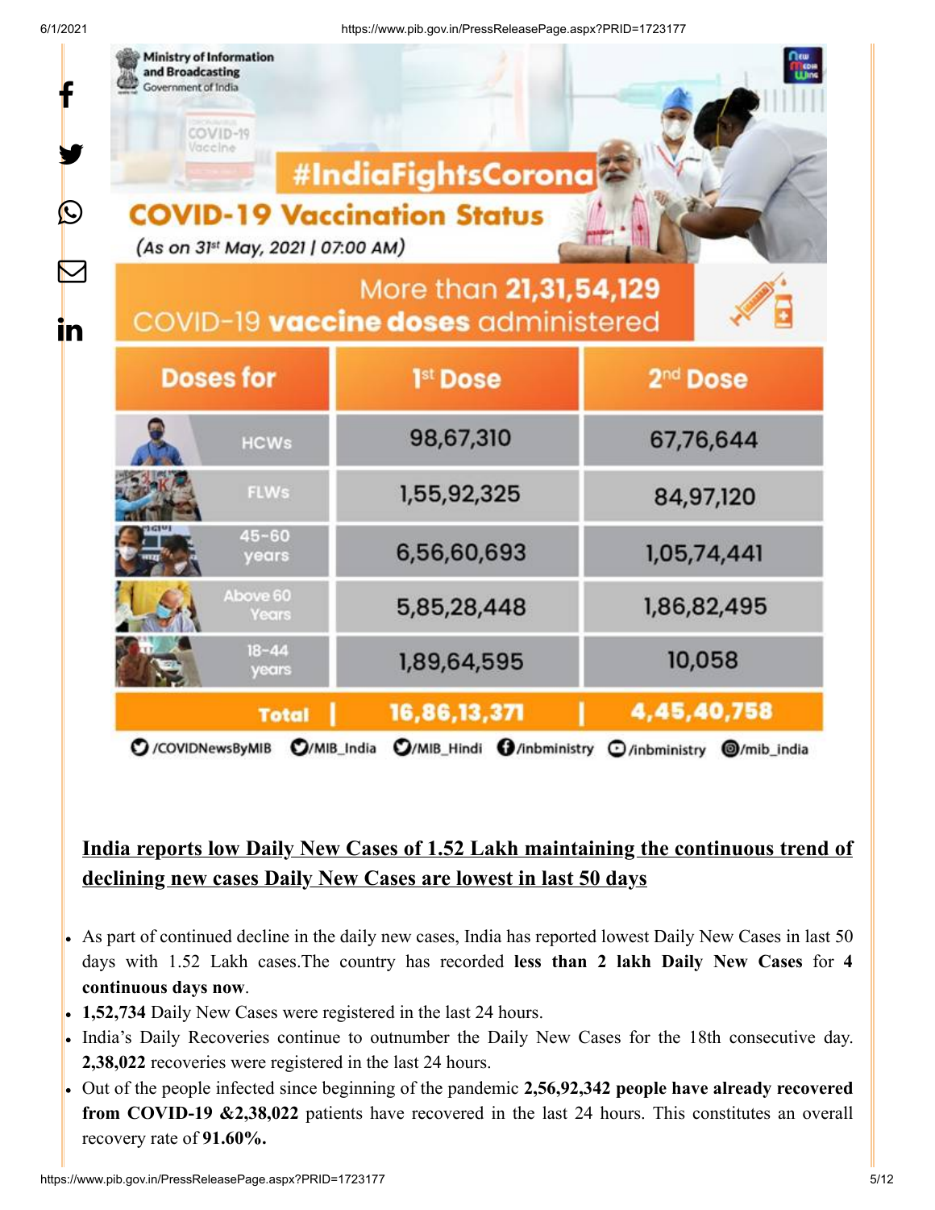Ministry of Information and Broadcasting
Government of India

#IndiaFightsCorona

**COVID-19 Vaccination Status**

(As on 31st May, 2021 | 07:00 AM)

More than **21,31,54,129** COVID-19 **vaccine doses** administered

| Doses for | 1st Dose | 2nd Dose |
|---|---|---|
| HCWs | 98,67,310 | 67,76,644 |
| FLWs | 1,55,92,325 | 84,97,120 |
| 45-60 years | 6,56,60,693 | 1,05,74,441 |
| Above 60 Years | 5,85,28,448 | 1,86,82,495 |
| 18-44 years | 1,89,64,595 | 10,058 |
| **Total** | **16,86,13,371** | **4,45,40,758** |

/COVIDNewsByMIB /MIB_India /MIB_Hindi /inbministry /inbministry /mib_india

## India reports low Daily New Cases of 1.52 Lakh maintaining the continuous trend of declining new cases Daily New Cases are lowest in last 50 days

- As part of continued decline in the daily new cases, India has reported lowest Daily New Cases in last 50 days with 1.52 Lakh cases.The country has recorded **less than 2 lakh Daily New Cases** for **4 continuous days now**.
- **1,52,734** Daily New Cases were registered in the last 24 hours.
- India's Daily Recoveries continue to outnumber the Daily New Cases for the 18th consecutive day. **2,38,022** recoveries were registered in the last 24 hours.
- Out of the people infected since beginning of the pandemic **2,56,92,342 people have already recovered from COVID-19 &2,38,022** patients have recovered in the last 24 hours. This constitutes an overall recovery rate of **91.60%.**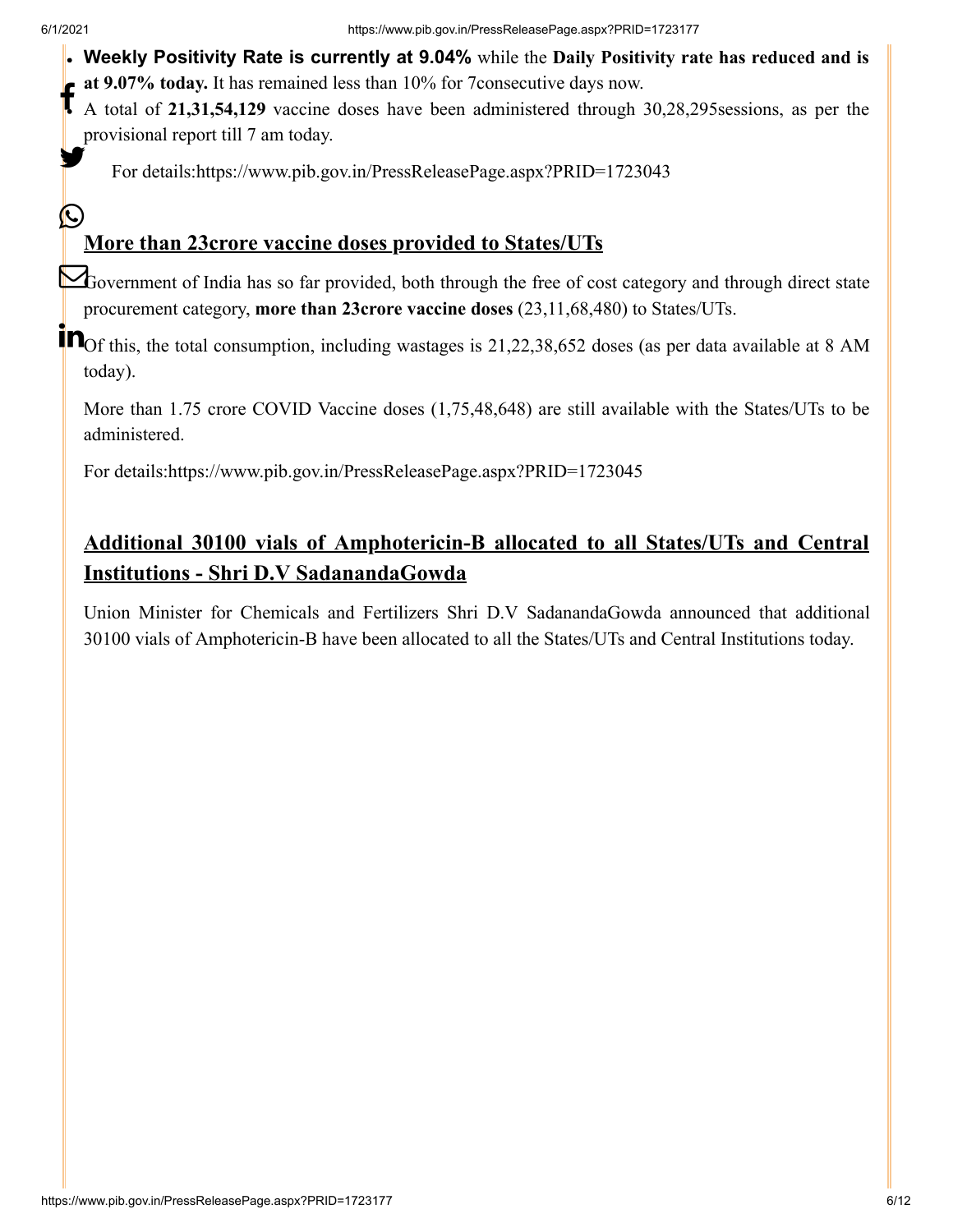- **Weekly Positivity Rate is currently at 9.04%** while the **Daily Positivity rate has reduced and is at 9.07% today.** It has remained less than 10% for 7consecutive days now.
- A total of **21,31,54,129** vaccine doses have been administered through 30,28,295sessions, as per the provisional report till 7 am today.

For details:https://www.pib.gov.in/PressReleasePage.aspx?PRID=1723043

## More than 23crore vaccine doses provided to States/UTs

Government of India has so far provided, both through the free of cost category and through direct state procurement category, **more than 23crore vaccine doses** (23,11,68,480) to States/UTs.

Of this, the total consumption, including wastages is 21,22,38,652 doses (as per data available at 8 AM today).

More than 1.75 crore COVID Vaccine doses (1,75,48,648) are still available with the States/UTs to be administered.

For details:https://www.pib.gov.in/PressReleasePage.aspx?PRID=1723045

## Additional 30100 vials of Amphotericin-B allocated to all States/UTs and Central Institutions - Shri D.V SadanandaGowda

Union Minister for Chemicals and Fertilizers Shri D.V SadanandaGowda announced that additional 30100 vials of Amphotericin-B have been allocated to all the States/UTs and Central Institutions today.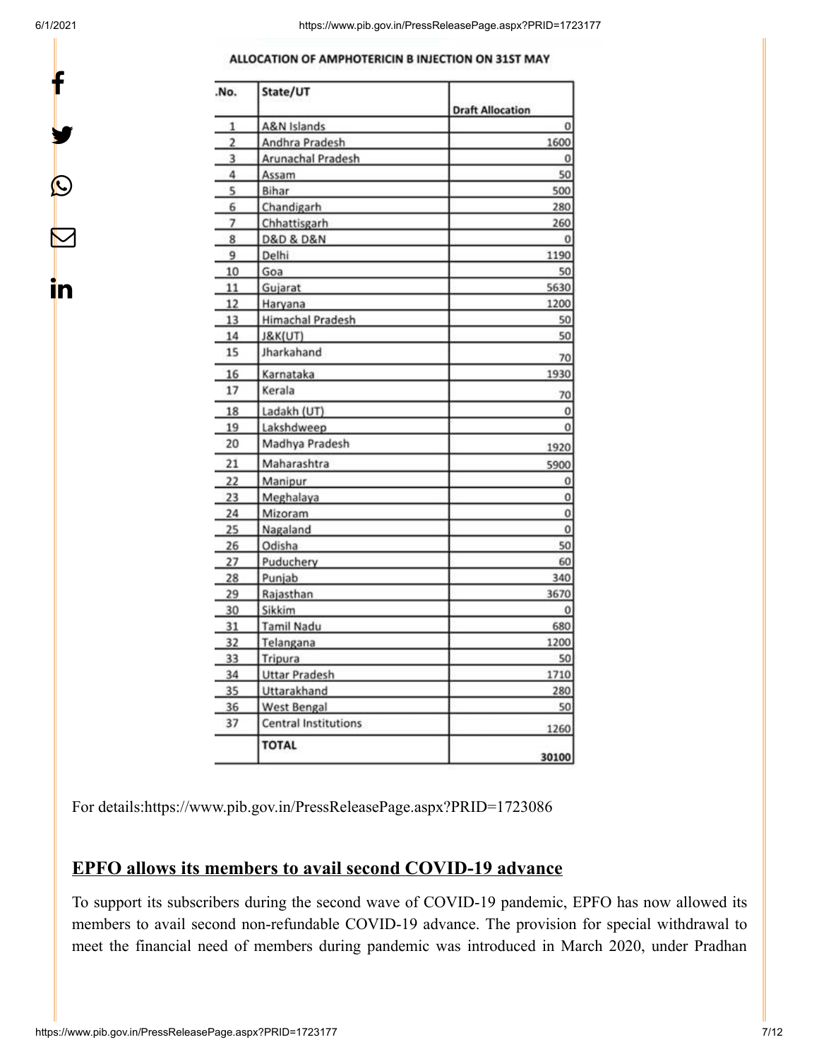**ALLOCATION OF AMPHOTERICIN B INJECTION ON 31ST MAY**

| .No. | State/UT | Draft Allocation |
|---|---|---|
| 1 | A&N Islands | 0 |
| 2 | Andhra Pradesh | 1600 |
| 3 | Arunachal Pradesh | 0 |
| 4 | Assam | 50 |
| 5 | Bihar | 500 |
| 6 | Chandigarh | 280 |
| 7 | Chhattisgarh | 260 |
| 8 | D&D & D&N | 0 |
| 9 | Delhi | 1190 |
| 10 | Goa | 50 |
| 11 | Gujarat | 5630 |
| 12 | Haryana | 1200 |
| 13 | Himachal Pradesh | 50 |
| 14 | J&K(UT) | 50 |
| 15 | Jharkahand | 70 |
| 16 | Karnataka | 1930 |
| 17 | Kerala | 70 |
| 18 | Ladakh (UT) | 0 |
| 19 | Lakshdweep | 0 |
| 20 | Madhya Pradesh | 1920 |
| 21 | Maharashtra | 5900 |
| 22 | Manipur | 0 |
| 23 | Meghalaya | 0 |
| 24 | Mizoram | 0 |
| 25 | Nagaland | 0 |
| 26 | Odisha | 50 |
| 27 | Puduchery | 60 |
| 28 | Punjab | 340 |
| 29 | Rajasthan | 3670 |
| 30 | Sikkim | 0 |
| 31 | Tamil Nadu | 680 |
| 32 | Telangana | 1200 |
| 33 | Tripura | 50 |
| 34 | Uttar Pradesh | 1710 |
| 35 | Uttarakhand | 280 |
| 36 | West Bengal | 50 |
| 37 | Central Institutions | 1260 |
| | **TOTAL** | **30100** |

For details:https://www.pib.gov.in/PressReleasePage.aspx?PRID=1723086

## EPFO allows its members to avail second COVID-19 advance

To support its subscribers during the second wave of COVID-19 pandemic, EPFO has now allowed its members to avail second non-refundable COVID-19 advance. The provision for special withdrawal to meet the financial need of members during pandemic was introduced in March 2020, under Pradhan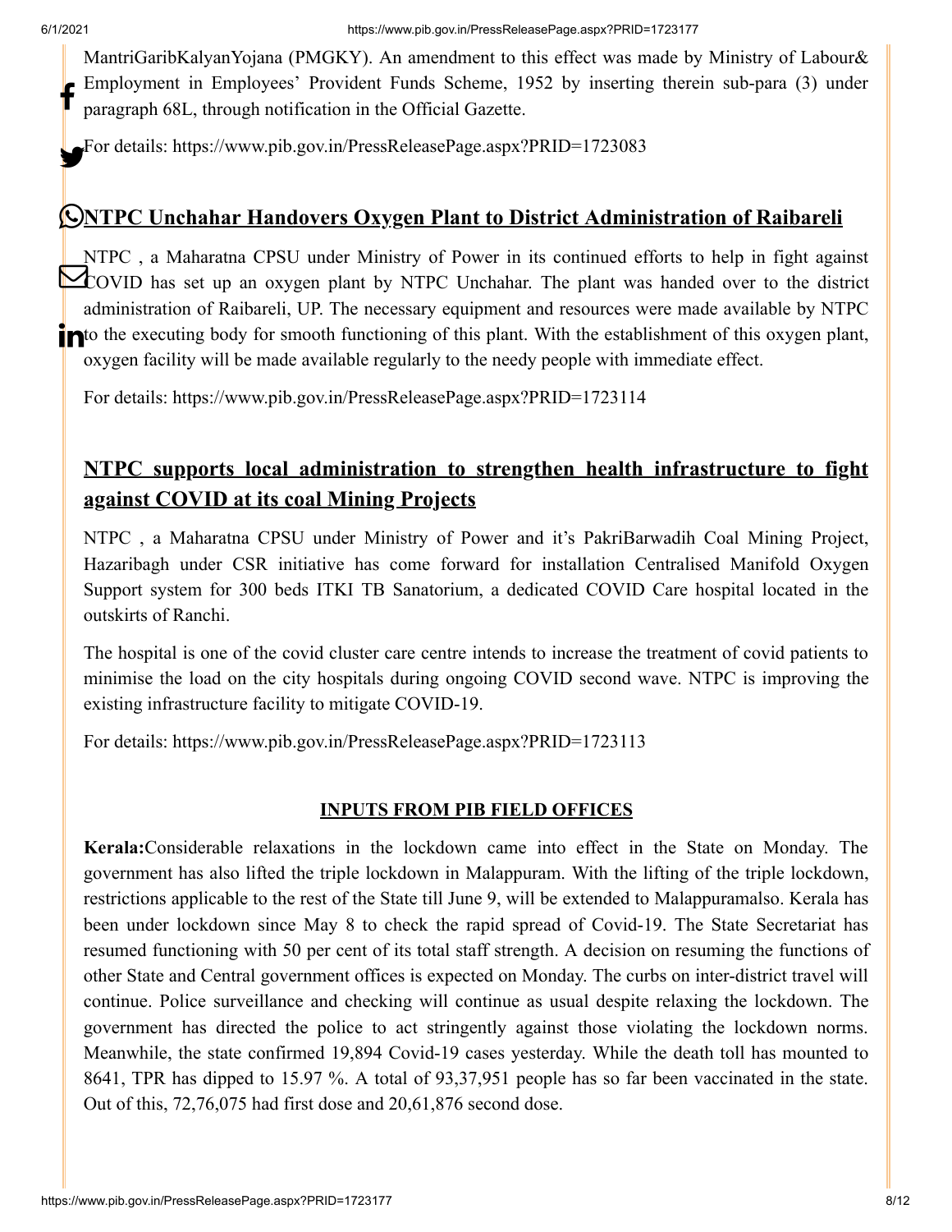MantriGaribKalyanYojana (PMGKY). An amendment to this effect was made by Ministry of Labour& Employment in Employees' Provident Funds Scheme, 1952 by inserting therein sub-para (3) under paragraph 68L, through notification in the Official Gazette.

For details: https://www.pib.gov.in/PressReleasePage.aspx?PRID=1723083

## NTPC Unchahar Handovers Oxygen Plant to District Administration of Raibareli

NTPC , a Maharatna CPSU under Ministry of Power in its continued efforts to help in fight against COVID has set up an oxygen plant by NTPC Unchahar. The plant was handed over to the district administration of Raibareli, UP. The necessary equipment and resources were made available by NTPC to the executing body for smooth functioning of this plant. With the establishment of this oxygen plant, oxygen facility will be made available regularly to the needy people with immediate effect.

For details: https://www.pib.gov.in/PressReleasePage.aspx?PRID=1723114

## NTPC supports local administration to strengthen health infrastructure to fight against COVID at its coal Mining Projects

NTPC , a Maharatna CPSU under Ministry of Power and it's PakriBarwadih Coal Mining Project, Hazaribagh under CSR initiative has come forward for installation Centralised Manifold Oxygen Support system for 300 beds ITKI TB Sanatorium, a dedicated COVID Care hospital located in the outskirts of Ranchi.

The hospital is one of the covid cluster care centre intends to increase the treatment of covid patients to minimise the load on the city hospitals during ongoing COVID second wave. NTPC is improving the existing infrastructure facility to mitigate COVID-19.

For details: https://www.pib.gov.in/PressReleasePage.aspx?PRID=1723113

### INPUTS FROM PIB FIELD OFFICES

**Kerala:**Considerable relaxations in the lockdown came into effect in the State on Monday. The government has also lifted the triple lockdown in Malappuram. With the lifting of the triple lockdown, restrictions applicable to the rest of the State till June 9, will be extended to Malappuramalso. Kerala has been under lockdown since May 8 to check the rapid spread of Covid-19. The State Secretariat has resumed functioning with 50 per cent of its total staff strength. A decision on resuming the functions of other State and Central government offices is expected on Monday. The curbs on inter-district travel will continue. Police surveillance and checking will continue as usual despite relaxing the lockdown. The government has directed the police to act stringently against those violating the lockdown norms. Meanwhile, the state confirmed 19,894 Covid-19 cases yesterday. While the death toll has mounted to 8641, TPR has dipped to 15.97 %. A total of 93,37,951 people has so far been vaccinated in the state. Out of this, 72,76,075 had first dose and 20,61,876 second dose.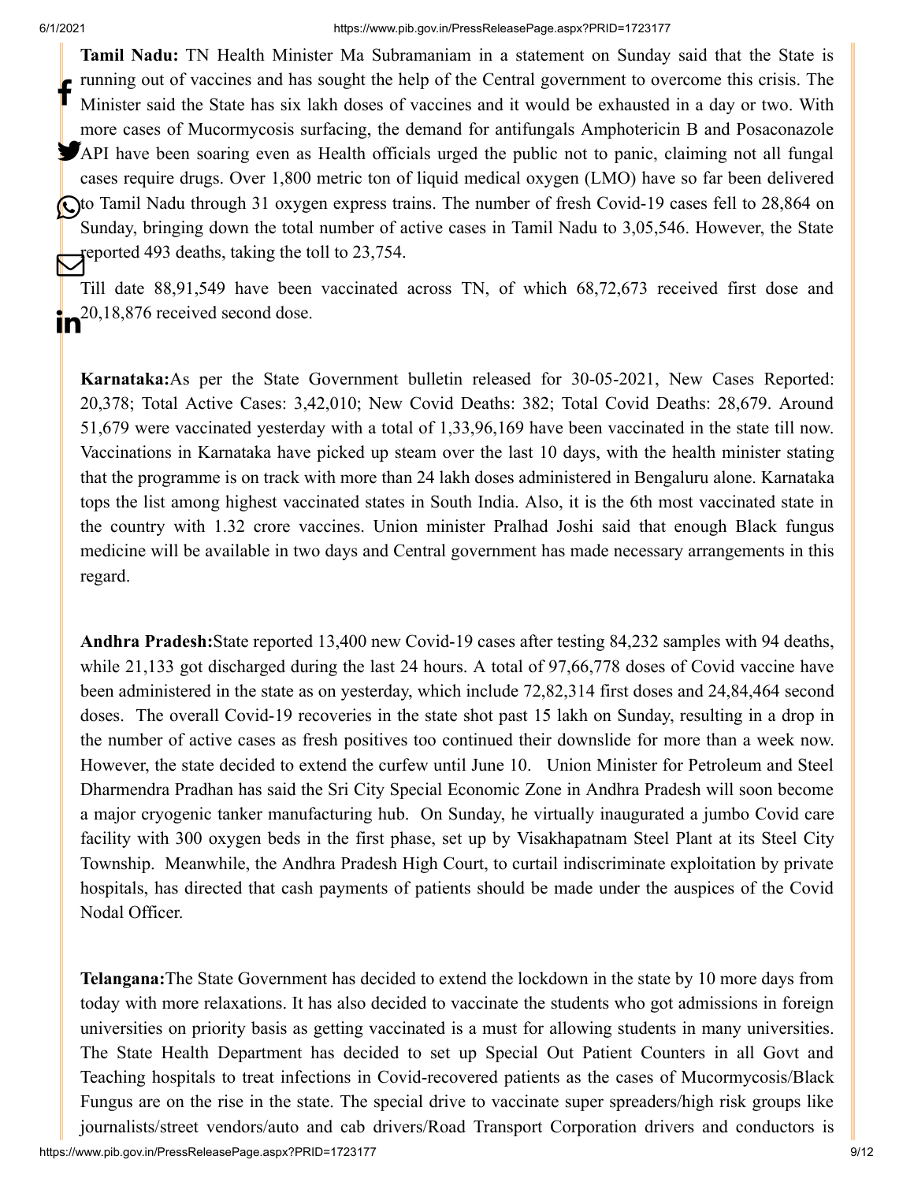**Tamil Nadu:** TN Health Minister Ma Subramaniam in a statement on Sunday said that the State is running out of vaccines and has sought the help of the Central government to overcome this crisis. The Minister said the State has six lakh doses of vaccines and it would be exhausted in a day or two. With more cases of Mucormycosis surfacing, the demand for antifungals Amphotericin B and Posaconazole API have been soaring even as Health officials urged the public not to panic, claiming not all fungal cases require drugs. Over 1,800 metric ton of liquid medical oxygen (LMO) have so far been delivered to Tamil Nadu through 31 oxygen express trains. The number of fresh Covid-19 cases fell to 28,864 on Sunday, bringing down the total number of active cases in Tamil Nadu to 3,05,546. However, the State reported 493 deaths, taking the toll to 23,754.

Till date 88,91,549 have been vaccinated across TN, of which 68,72,673 received first dose and 20,18,876 received second dose.

**Karnataka:**As per the State Government bulletin released for 30-05-2021, New Cases Reported: 20,378; Total Active Cases: 3,42,010; New Covid Deaths: 382; Total Covid Deaths: 28,679. Around 51,679 were vaccinated yesterday with a total of 1,33,96,169 have been vaccinated in the state till now. Vaccinations in Karnataka have picked up steam over the last 10 days, with the health minister stating that the programme is on track with more than 24 lakh doses administered in Bengaluru alone. Karnataka tops the list among highest vaccinated states in South India. Also, it is the 6th most vaccinated state in the country with 1.32 crore vaccines. Union minister Pralhad Joshi said that enough Black fungus medicine will be available in two days and Central government has made necessary arrangements in this regard.

**Andhra Pradesh:**State reported 13,400 new Covid-19 cases after testing 84,232 samples with 94 deaths, while 21,133 got discharged during the last 24 hours. A total of 97,66,778 doses of Covid vaccine have been administered in the state as on yesterday, which include 72,82,314 first doses and 24,84,464 second doses. The overall Covid-19 recoveries in the state shot past 15 lakh on Sunday, resulting in a drop in the number of active cases as fresh positives too continued their downslide for more than a week now. However, the state decided to extend the curfew until June 10. Union Minister for Petroleum and Steel Dharmendra Pradhan has said the Sri City Special Economic Zone in Andhra Pradesh will soon become a major cryogenic tanker manufacturing hub. On Sunday, he virtually inaugurated a jumbo Covid care facility with 300 oxygen beds in the first phase, set up by Visakhapatnam Steel Plant at its Steel City Township. Meanwhile, the Andhra Pradesh High Court, to curtail indiscriminate exploitation by private hospitals, has directed that cash payments of patients should be made under the auspices of the Covid Nodal Officer.

**Telangana:**The State Government has decided to extend the lockdown in the state by 10 more days from today with more relaxations. It has also decided to vaccinate the students who got admissions in foreign universities on priority basis as getting vaccinated is a must for allowing students in many universities. The State Health Department has decided to set up Special Out Patient Counters in all Govt and Teaching hospitals to treat infections in Covid-recovered patients as the cases of Mucormycosis/Black Fungus are on the rise in the state. The special drive to vaccinate super spreaders/high risk groups like journalists/street vendors/auto and cab drivers/Road Transport Corporation drivers and conductors is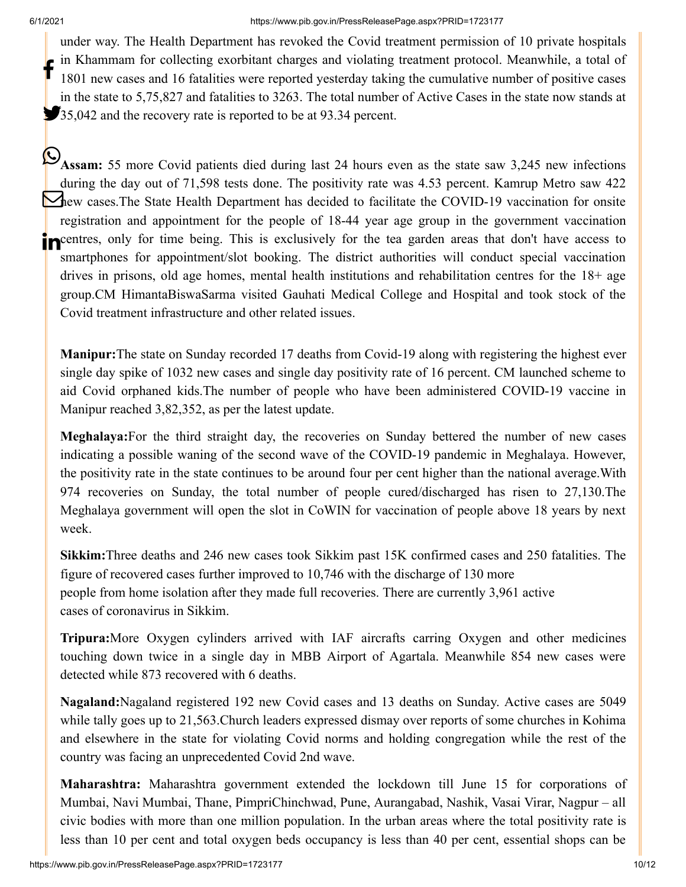under way. The Health Department has revoked the Covid treatment permission of 10 private hospitals in Khammam for collecting exorbitant charges and violating treatment protocol. Meanwhile, a total of 1801 new cases and 16 fatalities were reported yesterday taking the cumulative number of positive cases in the state to 5,75,827 and fatalities to 3263. The total number of Active Cases in the state now stands at 35,042 and the recovery rate is reported to be at 93.34 percent.

**Assam:** 55 more Covid patients died during last 24 hours even as the state saw 3,245 new infections during the day out of 71,598 tests done. The positivity rate was 4.53 percent. Kamrup Metro saw 422 new cases.The State Health Department has decided to facilitate the COVID-19 vaccination for onsite registration and appointment for the people of 18-44 year age group in the government vaccination centres, only for time being. This is exclusively for the tea garden areas that don't have access to smartphones for appointment/slot booking. The district authorities will conduct special vaccination drives in prisons, old age homes, mental health institutions and rehabilitation centres for the 18+ age group.CM HimantaBiswaSarma visited Gauhati Medical College and Hospital and took stock of the Covid treatment infrastructure and other related issues.

**Manipur:**The state on Sunday recorded 17 deaths from Covid-19 along with registering the highest ever single day spike of 1032 new cases and single day positivity rate of 16 percent. CM launched scheme to aid Covid orphaned kids.The number of people who have been administered COVID-19 vaccine in Manipur reached 3,82,352, as per the latest update.

**Meghalaya:**For the third straight day, the recoveries on Sunday bettered the number of new cases indicating a possible waning of the second wave of the COVID-19 pandemic in Meghalaya. However, the positivity rate in the state continues to be around four per cent higher than the national average.With 974 recoveries on Sunday, the total number of people cured/discharged has risen to 27,130.The Meghalaya government will open the slot in CoWIN for vaccination of people above 18 years by next week.

**Sikkim:**Three deaths and 246 new cases took Sikkim past 15K confirmed cases and 250 fatalities. The figure of recovered cases further improved to 10,746 with the discharge of 130 more people from home isolation after they made full recoveries. There are currently 3,961 active cases of coronavirus in Sikkim.

**Tripura:**More Oxygen cylinders arrived with IAF aircrafts carring Oxygen and other medicines touching down twice in a single day in MBB Airport of Agartala. Meanwhile 854 new cases were detected while 873 recovered with 6 deaths.

**Nagaland:**Nagaland registered 192 new Covid cases and 13 deaths on Sunday. Active cases are 5049 while tally goes up to 21,563.Church leaders expressed dismay over reports of some churches in Kohima and elsewhere in the state for violating Covid norms and holding congregation while the rest of the country was facing an unprecedented Covid 2nd wave.

**Maharashtra:** Maharashtra government extended the lockdown till June 15 for corporations of Mumbai, Navi Mumbai, Thane, PimpriChinchwad, Pune, Aurangabad, Nashik, Vasai Virar, Nagpur – all civic bodies with more than one million population. In the urban areas where the total positivity rate is less than 10 per cent and total oxygen beds occupancy is less than 40 per cent, essential shops can be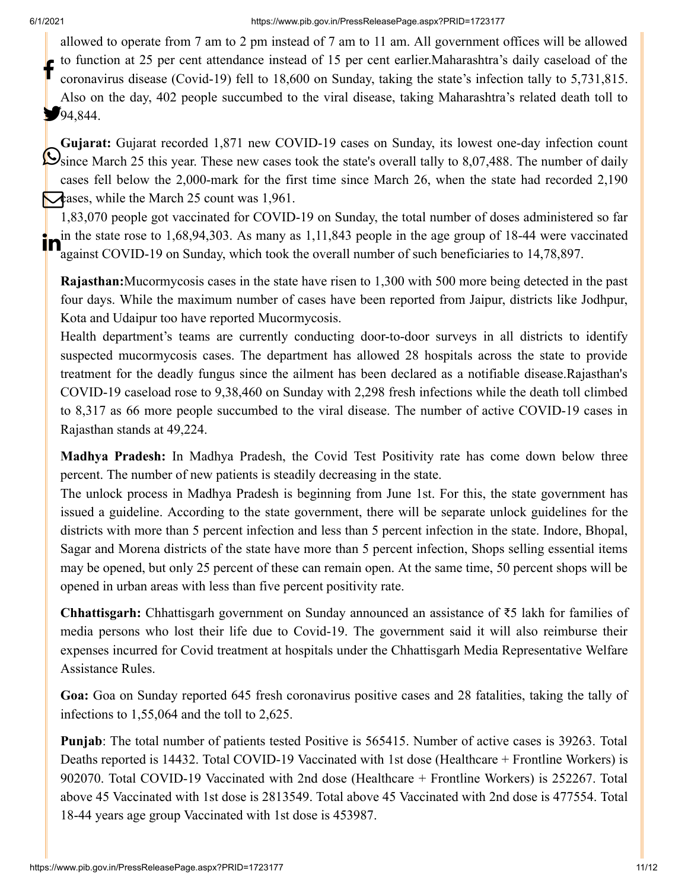allowed to operate from 7 am to 2 pm instead of 7 am to 11 am. All government offices will be allowed to function at 25 per cent attendance instead of 15 per cent earlier.Maharashtra's daily caseload of the coronavirus disease (Covid-19) fell to 18,600 on Sunday, taking the state's infection tally to 5,731,815. Also on the day, 402 people succumbed to the viral disease, taking Maharashtra's related death toll to 94,844.

**Gujarat:** Gujarat recorded 1,871 new COVID-19 cases on Sunday, its lowest one-day infection count since March 25 this year. These new cases took the state's overall tally to 8,07,488. The number of daily cases fell below the 2,000-mark for the first time since March 26, when the state had recorded 2,190 cases, while the March 25 count was 1,961.

1,83,070 people got vaccinated for COVID-19 on Sunday, the total number of doses administered so far in the state rose to 1,68,94,303. As many as 1,11,843 people in the age group of 18-44 were vaccinated against COVID-19 on Sunday, which took the overall number of such beneficiaries to 14,78,897.

**Rajasthan:**Mucormycosis cases in the state have risen to 1,300 with 500 more being detected in the past four days. While the maximum number of cases have been reported from Jaipur, districts like Jodhpur, Kota and Udaipur too have reported Mucormycosis.

Health department's teams are currently conducting door-to-door surveys in all districts to identify suspected mucormycosis cases. The department has allowed 28 hospitals across the state to provide treatment for the deadly fungus since the ailment has been declared as a notifiable disease.Rajasthan's COVID-19 caseload rose to 9,38,460 on Sunday with 2,298 fresh infections while the death toll climbed to 8,317 as 66 more people succumbed to the viral disease. The number of active COVID-19 cases in Rajasthan stands at 49,224.

**Madhya Pradesh:** In Madhya Pradesh, the Covid Test Positivity rate has come down below three percent. The number of new patients is steadily decreasing in the state.

The unlock process in Madhya Pradesh is beginning from June 1st. For this, the state government has issued a guideline. According to the state government, there will be separate unlock guidelines for the districts with more than 5 percent infection and less than 5 percent infection in the state. Indore, Bhopal, Sagar and Morena districts of the state have more than 5 percent infection, Shops selling essential items may be opened, but only 25 percent of these can remain open. At the same time, 50 percent shops will be opened in urban areas with less than five percent positivity rate.

**Chhattisgarh:** Chhattisgarh government on Sunday announced an assistance of ₹5 lakh for families of media persons who lost their life due to Covid-19. The government said it will also reimburse their expenses incurred for Covid treatment at hospitals under the Chhattisgarh Media Representative Welfare Assistance Rules.

**Goa:** Goa on Sunday reported 645 fresh coronavirus positive cases and 28 fatalities, taking the tally of infections to 1,55,064 and the toll to 2,625.

**Punjab**: The total number of patients tested Positive is 565415. Number of active cases is 39263. Total Deaths reported is 14432. Total COVID-19 Vaccinated with 1st dose (Healthcare + Frontline Workers) is 902070. Total COVID-19 Vaccinated with 2nd dose (Healthcare + Frontline Workers) is 252267. Total above 45 Vaccinated with 1st dose is 2813549. Total above 45 Vaccinated with 2nd dose is 477554. Total 18-44 years age group Vaccinated with 1st dose is 453987.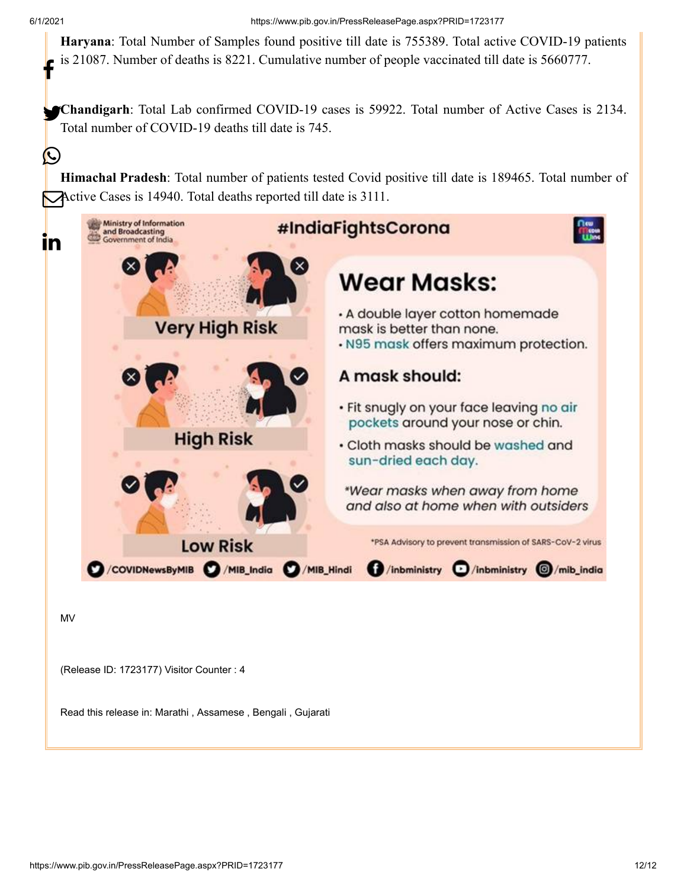**Haryana**: Total Number of Samples found positive till date is 755389. Total active COVID-19 patients is 21087. Number of deaths is 8221. Cumulative number of people vaccinated till date is 5660777.

**Chandigarh**: Total Lab confirmed COVID-19 cases is 59922. Total number of Active Cases is 2134. Total number of COVID-19 deaths till date is 745.

**Himachal Pradesh**: Total number of patients tested Covid positive till date is 189465. Total number of Active Cases is 14940. Total deaths reported till date is 3111.

Ministry of Information and Broadcasting Government of India

#IndiaFightsCorona

Very High Risk

High Risk

Low Risk

**Wear Masks:**

- A double layer cotton homemade mask is better than none.
- N95 mask offers maximum protection.

**A mask should:**

- Fit snugly on your face leaving no air pockets around your nose or chin.
- Cloth masks should be washed and sun-dried each day.

*Wear masks when away from home and also at home when with outsiders*

*PSA Advisory to prevent transmission of SARS-CoV-2 virus

/COVIDNewsByMIB /MIB_India /MIB_Hindi /inbministry /inbministry /mib_india

MV

(Release ID: 1723177) Visitor Counter : 4

Read this release in: Marathi , Assamese , Bengali , Gujarati